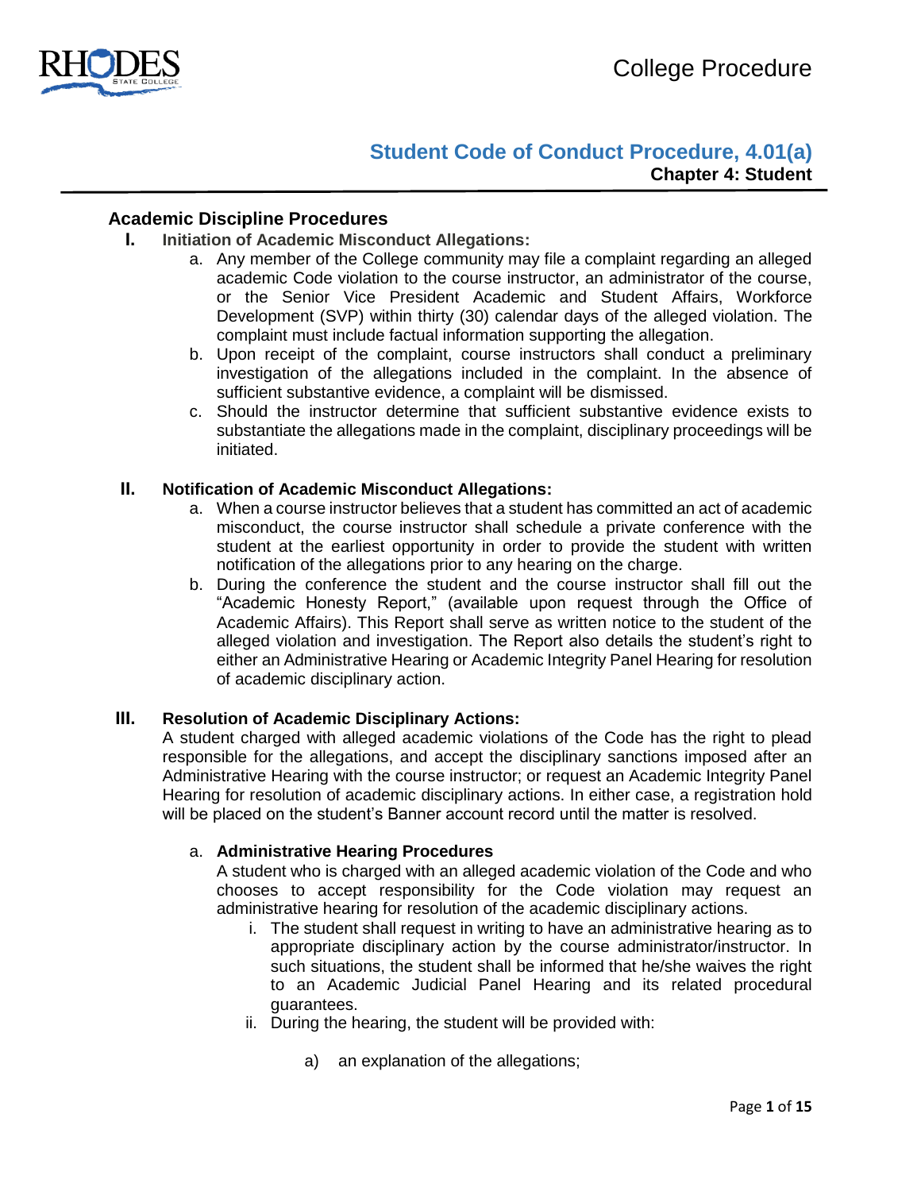# Student Code of Conduct Procedure, 4.01(a)

**Chapter 4: Student**

## Academic Discipline Procedures

### I. Initiation of Academic Misconduct Allegations:

a. Any member of the College community may file a complaint regarding an alleged academic Code violation to the course instructor, an administrator of the course, or the Senior Vice President Academic and Student Affairs, Workforce Development (SVP) within thirty (30) calendar days of the alleged violation. The complaint must include factual information supporting the allegation.

b. Upon receipt of the complaint, course instructors shall conduct a preliminary investigation of the allegations included in the complaint. In the absence of sufficient substantive evidence, a complaint will be dismissed.

c. Should the instructor determine that sufficient substantive evidence exists to substantiate the allegations made in the complaint, disciplinary proceedings will be initiated.

### II. Notification of Academic Misconduct Allegations:

a. When a course instructor believes that a student has committed an act of academic misconduct, the course instructor shall schedule a private conference with the student at the earliest opportunity in order to provide the student with written notification of the allegations prior to any hearing on the charge.

b. During the conference the student and the course instructor shall fill out the "Academic Honesty Report," (available upon request through the Office of Academic Affairs). This Report shall serve as written notice to the student of the alleged violation and investigation. The Report also details the student's right to either an Administrative Hearing or Academic Integrity Panel Hearing for resolution of academic disciplinary action.

### III. Resolution of Academic Disciplinary Actions:

A student charged with alleged academic violations of the Code has the right to plead responsible for the allegations, and accept the disciplinary sanctions imposed after an Administrative Hearing with the course instructor; or request an Academic Integrity Panel Hearing for resolution of academic disciplinary actions. In either case, a registration hold will be placed on the student's Banner account record until the matter is resolved.

a. **Administrative Hearing Procedures**

A student who is charged with an alleged academic violation of the Code and who chooses to accept responsibility for the Code violation may request an administrative hearing for resolution of the academic disciplinary actions.

i. The student shall request in writing to have an administrative hearing as to appropriate disciplinary action by the course administrator/instructor. In such situations, the student shall be informed that he/she waives the right to an Academic Judicial Panel Hearing and its related procedural guarantees.

ii. During the hearing, the student will be provided with:

a) an explanation of the allegations;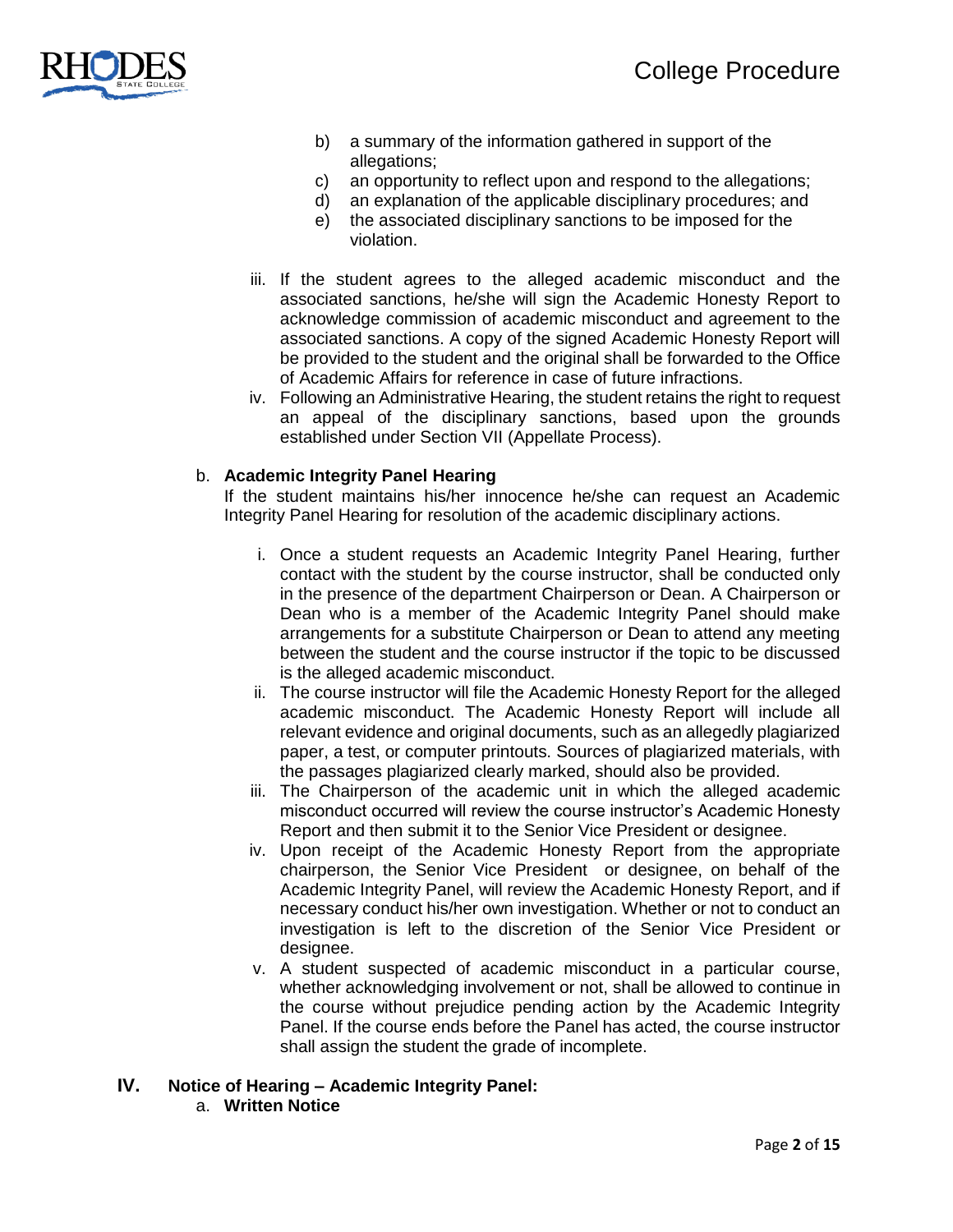b) a summary of the information gathered in support of the allegations;
c) an opportunity to reflect upon and respond to the allegations;
d) an explanation of the applicable disciplinary procedures; and
e) the associated disciplinary sanctions to be imposed for the violation.

iii. If the student agrees to the alleged academic misconduct and the associated sanctions, he/she will sign the Academic Honesty Report to acknowledge commission of academic misconduct and agreement to the associated sanctions. A copy of the signed Academic Honesty Report will be provided to the student and the original shall be forwarded to the Office of Academic Affairs for reference in case of future infractions.

iv. Following an Administrative Hearing, the student retains the right to request an appeal of the disciplinary sanctions, based upon the grounds established under Section VII (Appellate Process).

b. **Academic Integrity Panel Hearing**

If the student maintains his/her innocence he/she can request an Academic Integrity Panel Hearing for resolution of the academic disciplinary actions.

i. Once a student requests an Academic Integrity Panel Hearing, further contact with the student by the course instructor, shall be conducted only in the presence of the department Chairperson or Dean. A Chairperson or Dean who is a member of the Academic Integrity Panel should make arrangements for a substitute Chairperson or Dean to attend any meeting between the student and the course instructor if the topic to be discussed is the alleged academic misconduct.

ii. The course instructor will file the Academic Honesty Report for the alleged academic misconduct. The Academic Honesty Report will include all relevant evidence and original documents, such as an allegedly plagiarized paper, a test, or computer printouts. Sources of plagiarized materials, with the passages plagiarized clearly marked, should also be provided.

iii. The Chairperson of the academic unit in which the alleged academic misconduct occurred will review the course instructor's Academic Honesty Report and then submit it to the Senior Vice President or designee.

iv. Upon receipt of the Academic Honesty Report from the appropriate chairperson, the Senior Vice President or designee, on behalf of the Academic Integrity Panel, will review the Academic Honesty Report, and if necessary conduct his/her own investigation. Whether or not to conduct an investigation is left to the discretion of the Senior Vice President or designee.

v. A student suspected of academic misconduct in a particular course, whether acknowledging involvement or not, shall be allowed to continue in the course without prejudice pending action by the Academic Integrity Panel. If the course ends before the Panel has acted, the course instructor shall assign the student the grade of incomplete.

## IV. Notice of Hearing – Academic Integrity Panel:

a. **Written Notice**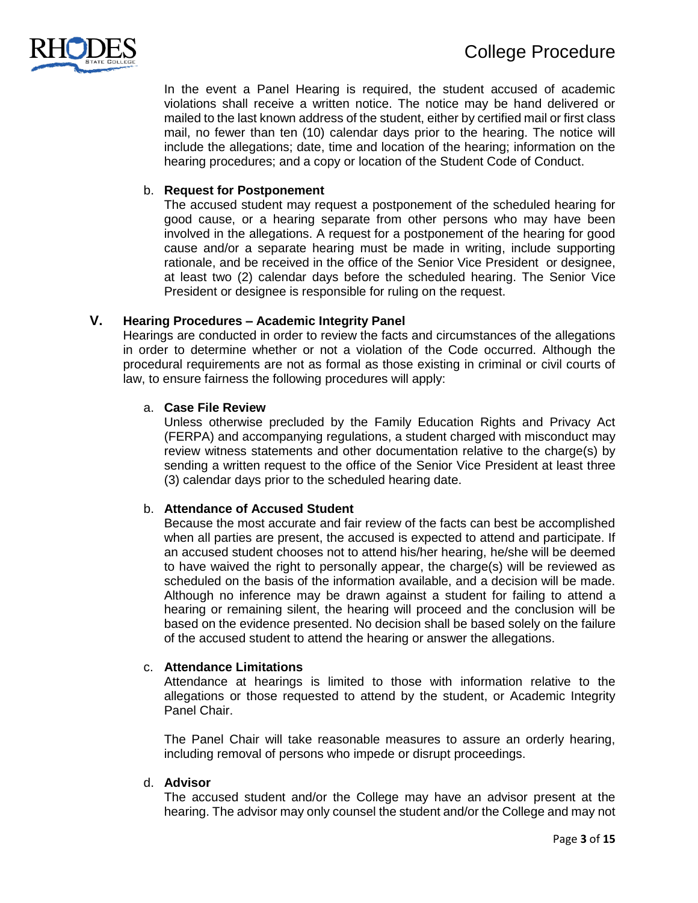In the event a Panel Hearing is required, the student accused of academic violations shall receive a written notice. The notice may be hand delivered or mailed to the last known address of the student, either by certified mail or first class mail, no fewer than ten (10) calendar days prior to the hearing. The notice will include the allegations; date, time and location of the hearing; information on the hearing procedures; and a copy or location of the Student Code of Conduct.

b. **Request for Postponement**

The accused student may request a postponement of the scheduled hearing for good cause, or a hearing separate from other persons who may have been involved in the allegations. A request for a postponement of the hearing for good cause and/or a separate hearing must be made in writing, include supporting rationale, and be received in the office of the Senior Vice President or designee, at least two (2) calendar days before the scheduled hearing. The Senior Vice President or designee is responsible for ruling on the request.

## V. Hearing Procedures – Academic Integrity Panel

Hearings are conducted in order to review the facts and circumstances of the allegations in order to determine whether or not a violation of the Code occurred. Although the procedural requirements are not as formal as those existing in criminal or civil courts of law, to ensure fairness the following procedures will apply:

a. **Case File Review**

Unless otherwise precluded by the Family Education Rights and Privacy Act (FERPA) and accompanying regulations, a student charged with misconduct may review witness statements and other documentation relative to the charge(s) by sending a written request to the office of the Senior Vice President at least three (3) calendar days prior to the scheduled hearing date.

b. **Attendance of Accused Student**

Because the most accurate and fair review of the facts can best be accomplished when all parties are present, the accused is expected to attend and participate. If an accused student chooses not to attend his/her hearing, he/she will be deemed to have waived the right to personally appear, the charge(s) will be reviewed as scheduled on the basis of the information available, and a decision will be made. Although no inference may be drawn against a student for failing to attend a hearing or remaining silent, the hearing will proceed and the conclusion will be based on the evidence presented. No decision shall be based solely on the failure of the accused student to attend the hearing or answer the allegations.

c. **Attendance Limitations**

Attendance at hearings is limited to those with information relative to the allegations or those requested to attend by the student, or Academic Integrity Panel Chair.

The Panel Chair will take reasonable measures to assure an orderly hearing, including removal of persons who impede or disrupt proceedings.

d. **Advisor**

The accused student and/or the College may have an advisor present at the hearing. The advisor may only counsel the student and/or the College and may not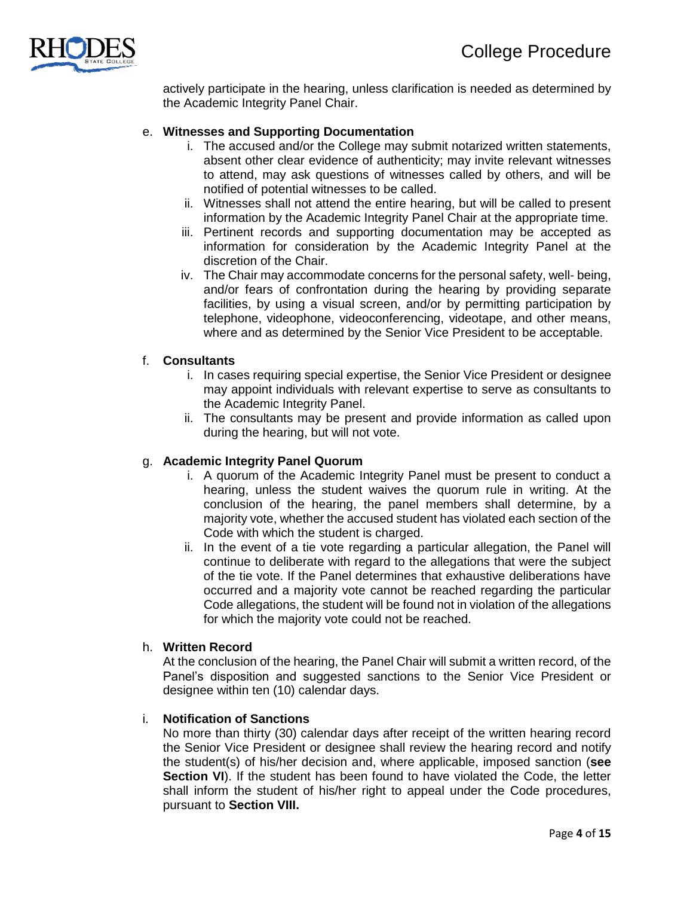actively participate in the hearing, unless clarification is needed as determined by the Academic Integrity Panel Chair.

e. **Witnesses and Supporting Documentation**
   1. The accused and/or the College may submit notarized written statements, absent other clear evidence of authenticity; may invite relevant witnesses to attend, may ask questions of witnesses called by others, and will be notified of potential witnesses to be called.
   2. Witnesses shall not attend the entire hearing, but will be called to present information by the Academic Integrity Panel Chair at the appropriate time.
   3. Pertinent records and supporting documentation may be accepted as information for consideration by the Academic Integrity Panel at the discretion of the Chair.
   4. The Chair may accommodate concerns for the personal safety, well- being, and/or fears of confrontation during the hearing by providing separate facilities, by using a visual screen, and/or by permitting participation by telephone, videophone, videoconferencing, videotape, and other means, where and as determined by the Senior Vice President to be acceptable.

f. **Consultants**
   1. In cases requiring special expertise, the Senior Vice President or designee may appoint individuals with relevant expertise to serve as consultants to the Academic Integrity Panel.
   2. The consultants may be present and provide information as called upon during the hearing, but will not vote.

g. **Academic Integrity Panel Quorum**
   1. A quorum of the Academic Integrity Panel must be present to conduct a hearing, unless the student waives the quorum rule in writing. At the conclusion of the hearing, the panel members shall determine, by a majority vote, whether the accused student has violated each section of the Code with which the student is charged.
   2. In the event of a tie vote regarding a particular allegation, the Panel will continue to deliberate with regard to the allegations that were the subject of the tie vote. If the Panel determines that exhaustive deliberations have occurred and a majority vote cannot be reached regarding the particular Code allegations, the student will be found not in violation of the allegations for which the majority vote could not be reached.

h. **Written Record**

   At the conclusion of the hearing, the Panel Chair will submit a written record, of the Panel's disposition and suggested sanctions to the Senior Vice President or designee within ten (10) calendar days.

i. **Notification of Sanctions**

   No more than thirty (30) calendar days after receipt of the written hearing record the Senior Vice President or designee shall review the hearing record and notify the student(s) of his/her decision and, where applicable, imposed sanction (**see Section VI**). If the student has been found to have violated the Code, the letter shall inform the student of his/her right to appeal under the Code procedures, pursuant to **Section VIII.**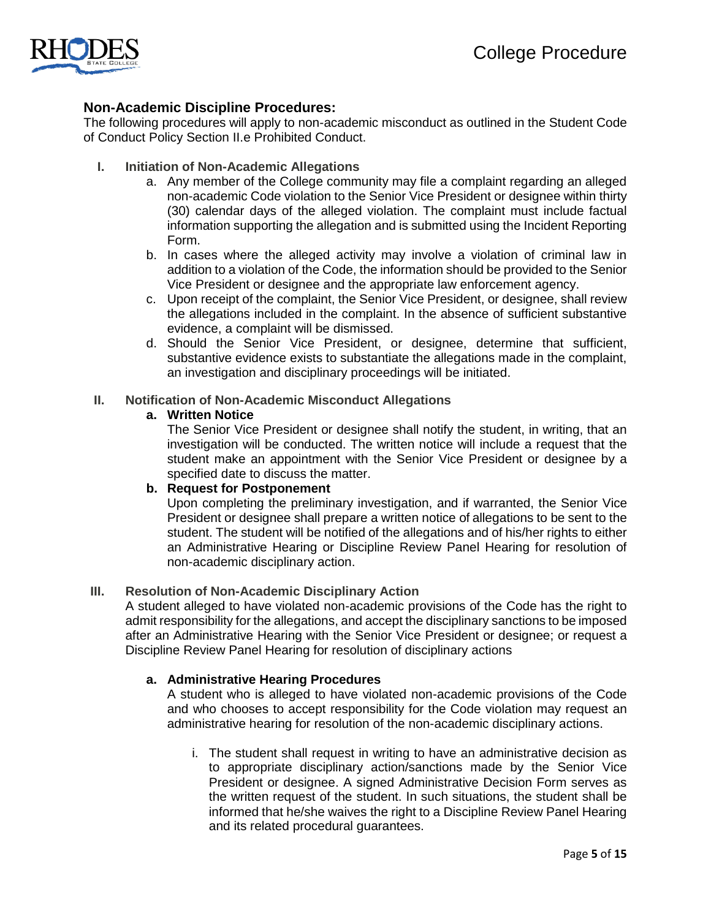## Non-Academic Discipline Procedures:

The following procedures will apply to non-academic misconduct as outlined in the Student Code of Conduct Policy Section II.e Prohibited Conduct.

### I. Initiation of Non-Academic Allegations

a. Any member of the College community may file a complaint regarding an alleged non-academic Code violation to the Senior Vice President or designee within thirty (30) calendar days of the alleged violation. The complaint must include factual information supporting the allegation and is submitted using the Incident Reporting Form.

b. In cases where the alleged activity may involve a violation of criminal law in addition to a violation of the Code, the information should be provided to the Senior Vice President or designee and the appropriate law enforcement agency.

c. Upon receipt of the complaint, the Senior Vice President, or designee, shall review the allegations included in the complaint. In the absence of sufficient substantive evidence, a complaint will be dismissed.

d. Should the Senior Vice President, or designee, determine that sufficient, substantive evidence exists to substantiate the allegations made in the complaint, an investigation and disciplinary proceedings will be initiated.

### II. Notification of Non-Academic Misconduct Allegations

**a. Written Notice**

The Senior Vice President or designee shall notify the student, in writing, that an investigation will be conducted. The written notice will include a request that the student make an appointment with the Senior Vice President or designee by a specified date to discuss the matter.

**b. Request for Postponement**

Upon completing the preliminary investigation, and if warranted, the Senior Vice President or designee shall prepare a written notice of allegations to be sent to the student. The student will be notified of the allegations and of his/her rights to either an Administrative Hearing or Discipline Review Panel Hearing for resolution of non-academic disciplinary action.

### III. Resolution of Non-Academic Disciplinary Action

A student alleged to have violated non-academic provisions of the Code has the right to admit responsibility for the allegations, and accept the disciplinary sanctions to be imposed after an Administrative Hearing with the Senior Vice President or designee; or request a Discipline Review Panel Hearing for resolution of disciplinary actions

**a. Administrative Hearing Procedures**

A student who is alleged to have violated non-academic provisions of the Code and who chooses to accept responsibility for the Code violation may request an administrative hearing for resolution of the non-academic disciplinary actions.

i. The student shall request in writing to have an administrative decision as to appropriate disciplinary action/sanctions made by the Senior Vice President or designee. A signed Administrative Decision Form serves as the written request of the student. In such situations, the student shall be informed that he/she waives the right to a Discipline Review Panel Hearing and its related procedural guarantees.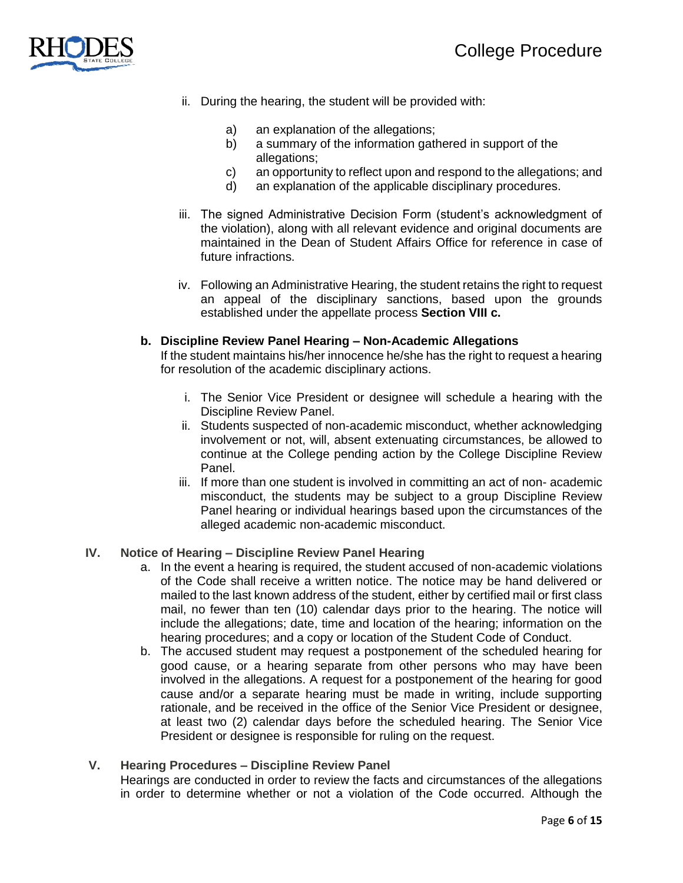ii. During the hearing, the student will be provided with:

   a) an explanation of the allegations;
   b) a summary of the information gathered in support of the allegations;
   c) an opportunity to reflect upon and respond to the allegations; and
   d) an explanation of the applicable disciplinary procedures.

iii. The signed Administrative Decision Form (student's acknowledgment of the violation), along with all relevant evidence and original documents are maintained in the Dean of Student Affairs Office for reference in case of future infractions.

iv. Following an Administrative Hearing, the student retains the right to request an appeal of the disciplinary sanctions, based upon the grounds established under the appellate process **Section VIII c.**

**b. Discipline Review Panel Hearing – Non-Academic Allegations**
If the student maintains his/her innocence he/she has the right to request a hearing for resolution of the academic disciplinary actions.

i. The Senior Vice President or designee will schedule a hearing with the Discipline Review Panel.
ii. Students suspected of non-academic misconduct, whether acknowledging involvement or not, will, absent extenuating circumstances, be allowed to continue at the College pending action by the College Discipline Review Panel.
iii. If more than one student is involved in committing an act of non- academic misconduct, the students may be subject to a group Discipline Review Panel hearing or individual hearings based upon the circumstances of the alleged academic non-academic misconduct.

## IV. Notice of Hearing – Discipline Review Panel Hearing

a. In the event a hearing is required, the student accused of non-academic violations of the Code shall receive a written notice. The notice may be hand delivered or mailed to the last known address of the student, either by certified mail or first class mail, no fewer than ten (10) calendar days prior to the hearing. The notice will include the allegations; date, time and location of the hearing; information on the hearing procedures; and a copy or location of the Student Code of Conduct.
b. The accused student may request a postponement of the scheduled hearing for good cause, or a hearing separate from other persons who may have been involved in the allegations. A request for a postponement of the hearing for good cause and/or a separate hearing must be made in writing, include supporting rationale, and be received in the office of the Senior Vice President or designee, at least two (2) calendar days before the scheduled hearing. The Senior Vice President or designee is responsible for ruling on the request.

## V. Hearing Procedures – Discipline Review Panel

Hearings are conducted in order to review the facts and circumstances of the allegations in order to determine whether or not a violation of the Code occurred. Although the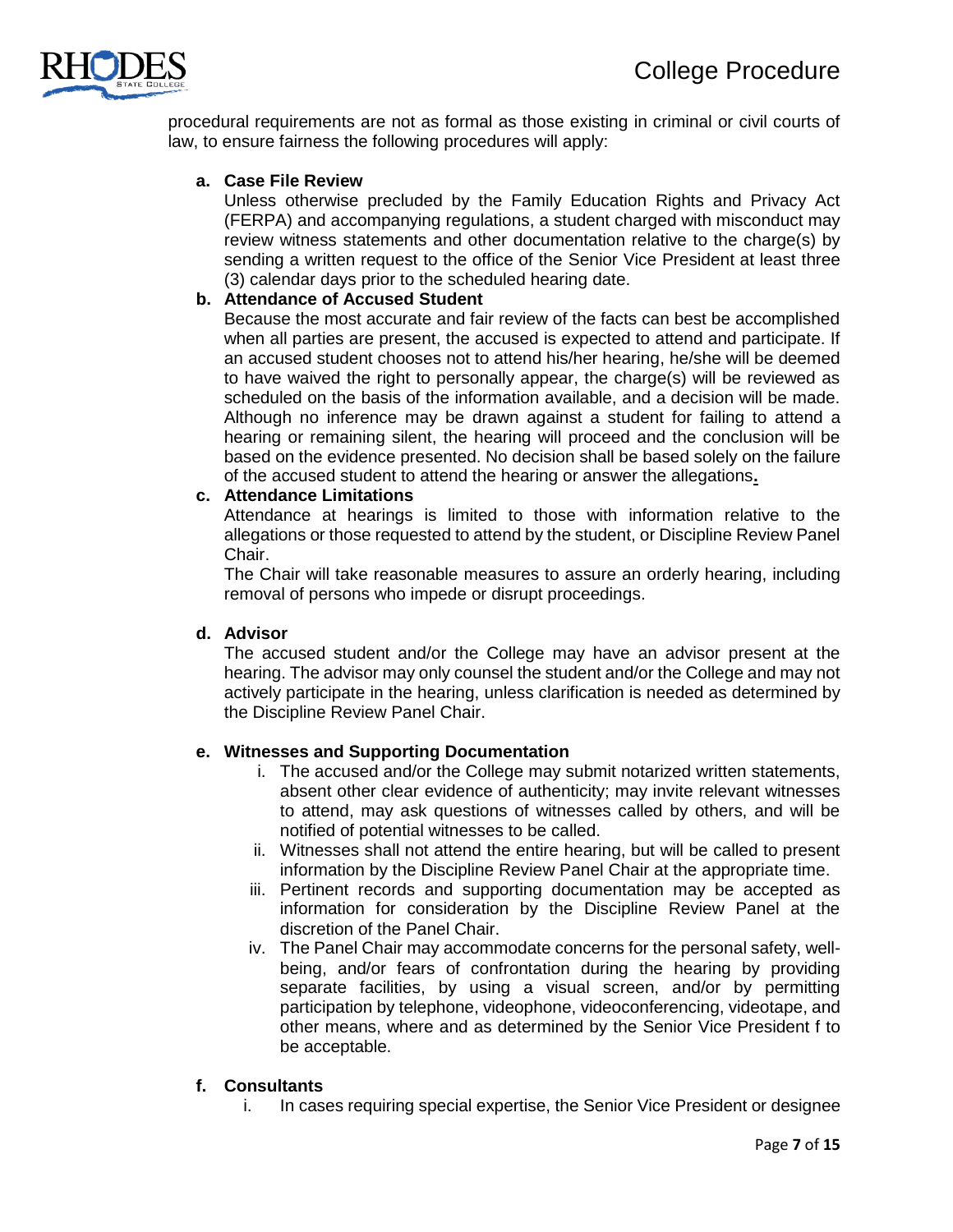procedural requirements are not as formal as those existing in criminal or civil courts of law, to ensure fairness the following procedures will apply:

**a. Case File Review**

Unless otherwise precluded by the Family Education Rights and Privacy Act (FERPA) and accompanying regulations, a student charged with misconduct may review witness statements and other documentation relative to the charge(s) by sending a written request to the office of the Senior Vice President at least three (3) calendar days prior to the scheduled hearing date.

**b. Attendance of Accused Student**

Because the most accurate and fair review of the facts can best be accomplished when all parties are present, the accused is expected to attend and participate. If an accused student chooses not to attend his/her hearing, he/she will be deemed to have waived the right to personally appear, the charge(s) will be reviewed as scheduled on the basis of the information available, and a decision will be made. Although no inference may be drawn against a student for failing to attend a hearing or remaining silent, the hearing will proceed and the conclusion will be based on the evidence presented. No decision shall be based solely on the failure of the accused student to attend the hearing or answer the allegations.

**c. Attendance Limitations**

Attendance at hearings is limited to those with information relative to the allegations or those requested to attend by the student, or Discipline Review Panel Chair.

The Chair will take reasonable measures to assure an orderly hearing, including removal of persons who impede or disrupt proceedings.

**d. Advisor**

The accused student and/or the College may have an advisor present at the hearing. The advisor may only counsel the student and/or the College and may not actively participate in the hearing, unless clarification is needed as determined by the Discipline Review Panel Chair.

**e. Witnesses and Supporting Documentation**

i. The accused and/or the College may submit notarized written statements, absent other clear evidence of authenticity; may invite relevant witnesses to attend, may ask questions of witnesses called by others, and will be notified of potential witnesses to be called.

ii. Witnesses shall not attend the entire hearing, but will be called to present information by the Discipline Review Panel Chair at the appropriate time.

iii. Pertinent records and supporting documentation may be accepted as information for consideration by the Discipline Review Panel at the discretion of the Panel Chair.

iv. The Panel Chair may accommodate concerns for the personal safety, well-being, and/or fears of confrontation during the hearing by providing separate facilities, by using a visual screen, and/or by permitting participation by telephone, videophone, videoconferencing, videotape, and other means, where and as determined by the Senior Vice President f to be acceptable.

**f. Consultants**

i. In cases requiring special expertise, the Senior Vice President or designee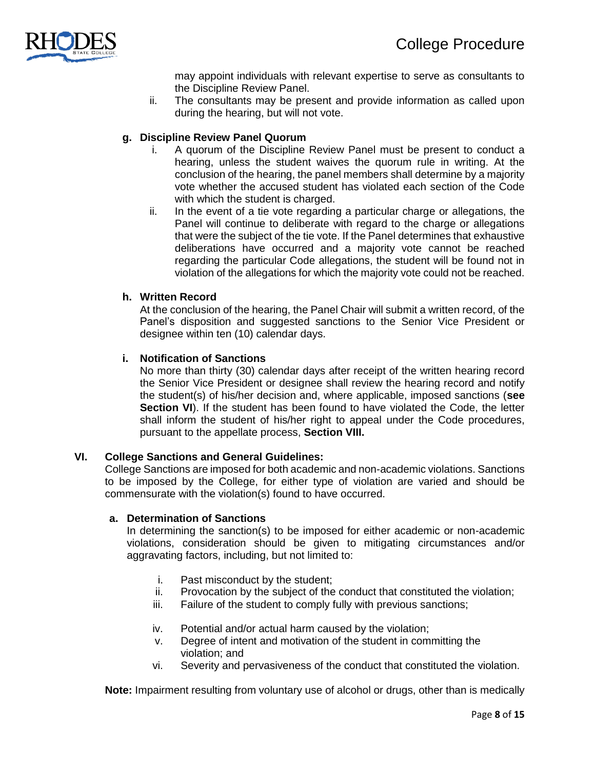may appoint individuals with relevant expertise to serve as consultants to the Discipline Review Panel.

ii. The consultants may be present and provide information as called upon during the hearing, but will not vote.

**g. Discipline Review Panel Quorum**

i. A quorum of the Discipline Review Panel must be present to conduct a hearing, unless the student waives the quorum rule in writing. At the conclusion of the hearing, the panel members shall determine by a majority vote whether the accused student has violated each section of the Code with which the student is charged.

ii. In the event of a tie vote regarding a particular charge or allegations, the Panel will continue to deliberate with regard to the charge or allegations that were the subject of the tie vote. If the Panel determines that exhaustive deliberations have occurred and a majority vote cannot be reached regarding the particular Code allegations, the student will be found not in violation of the allegations for which the majority vote could not be reached.

**h. Written Record**

At the conclusion of the hearing, the Panel Chair will submit a written record, of the Panel's disposition and suggested sanctions to the Senior Vice President or designee within ten (10) calendar days.

**i. Notification of Sanctions**

No more than thirty (30) calendar days after receipt of the written hearing record the Senior Vice President or designee shall review the hearing record and notify the student(s) of his/her decision and, where applicable, imposed sanctions (**see Section VI**). If the student has been found to have violated the Code, the letter shall inform the student of his/her right to appeal under the Code procedures, pursuant to the appellate process, **Section VIII.**

## VI. College Sanctions and General Guidelines:

College Sanctions are imposed for both academic and non-academic violations. Sanctions to be imposed by the College, for either type of violation are varied and should be commensurate with the violation(s) found to have occurred.

**a. Determination of Sanctions**

In determining the sanction(s) to be imposed for either academic or non-academic violations, consideration should be given to mitigating circumstances and/or aggravating factors, including, but not limited to:

i. Past misconduct by the student;
ii. Provocation by the subject of the conduct that constituted the violation;
iii. Failure of the student to comply fully with previous sanctions;
iv. Potential and/or actual harm caused by the violation;
v. Degree of intent and motivation of the student in committing the violation; and
vi. Severity and pervasiveness of the conduct that constituted the violation.

**Note:** Impairment resulting from voluntary use of alcohol or drugs, other than is medically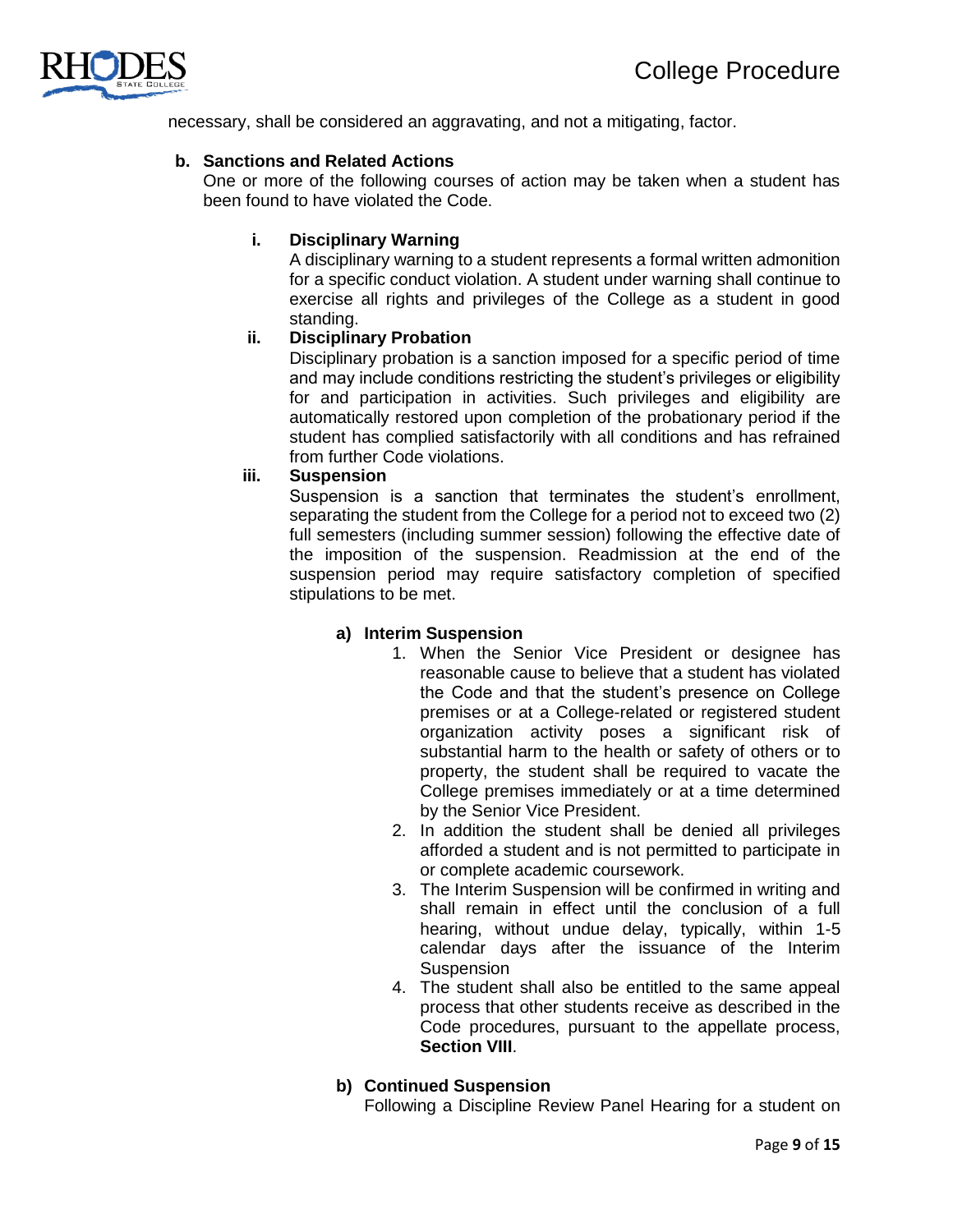necessary, shall be considered an aggravating, and not a mitigating, factor.

**b. Sanctions and Related Actions**

One or more of the following courses of action may be taken when a student has been found to have violated the Code.

**i. Disciplinary Warning**

A disciplinary warning to a student represents a formal written admonition for a specific conduct violation. A student under warning shall continue to exercise all rights and privileges of the College as a student in good standing.

**ii. Disciplinary Probation**

Disciplinary probation is a sanction imposed for a specific period of time and may include conditions restricting the student's privileges or eligibility for and participation in activities. Such privileges and eligibility are automatically restored upon completion of the probationary period if the student has complied satisfactorily with all conditions and has refrained from further Code violations.

**iii. Suspension**

Suspension is a sanction that terminates the student's enrollment, separating the student from the College for a period not to exceed two (2) full semesters (including summer session) following the effective date of the imposition of the suspension. Readmission at the end of the suspension period may require satisfactory completion of specified stipulations to be met.

**a) Interim Suspension**

1. When the Senior Vice President or designee has reasonable cause to believe that a student has violated the Code and that the student's presence on College premises or at a College-related or registered student organization activity poses a significant risk of substantial harm to the health or safety of others or to property, the student shall be required to vacate the College premises immediately or at a time determined by the Senior Vice President.
2. In addition the student shall be denied all privileges afforded a student and is not permitted to participate in or complete academic coursework.
3. The Interim Suspension will be confirmed in writing and shall remain in effect until the conclusion of a full hearing, without undue delay, typically, within 1-5 calendar days after the issuance of the Interim Suspension
4. The student shall also be entitled to the same appeal process that other students receive as described in the Code procedures, pursuant to the appellate process, **Section VIII**.

**b) Continued Suspension**

Following a Discipline Review Panel Hearing for a student on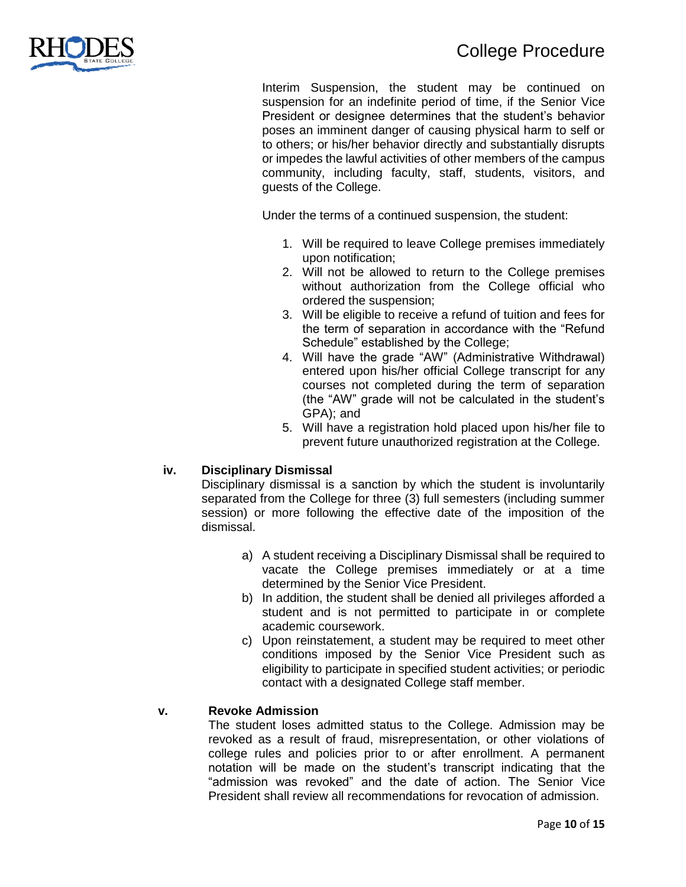Interim Suspension, the student may be continued on suspension for an indefinite period of time, if the Senior Vice President or designee determines that the student's behavior poses an imminent danger of causing physical harm to self or to others; or his/her behavior directly and substantially disrupts or impedes the lawful activities of other members of the campus community, including faculty, staff, students, visitors, and guests of the College.

Under the terms of a continued suspension, the student:

1. Will be required to leave College premises immediately upon notification;
2. Will not be allowed to return to the College premises without authorization from the College official who ordered the suspension;
3. Will be eligible to receive a refund of tuition and fees for the term of separation in accordance with the "Refund Schedule" established by the College;
4. Will have the grade "AW" (Administrative Withdrawal) entered upon his/her official College transcript for any courses not completed during the term of separation (the "AW" grade will not be calculated in the student's GPA); and
5. Will have a registration hold placed upon his/her file to prevent future unauthorized registration at the College.

**iv. Disciplinary Dismissal**

Disciplinary dismissal is a sanction by which the student is involuntarily separated from the College for three (3) full semesters (including summer session) or more following the effective date of the imposition of the dismissal.

a) A student receiving a Disciplinary Dismissal shall be required to vacate the College premises immediately or at a time determined by the Senior Vice President.
b) In addition, the student shall be denied all privileges afforded a student and is not permitted to participate in or complete academic coursework.
c) Upon reinstatement, a student may be required to meet other conditions imposed by the Senior Vice President such as eligibility to participate in specified student activities; or periodic contact with a designated College staff member.

**v. Revoke Admission**

The student loses admitted status to the College. Admission may be revoked as a result of fraud, misrepresentation, or other violations of college rules and policies prior to or after enrollment. A permanent notation will be made on the student's transcript indicating that the "admission was revoked" and the date of action. The Senior Vice President shall review all recommendations for revocation of admission.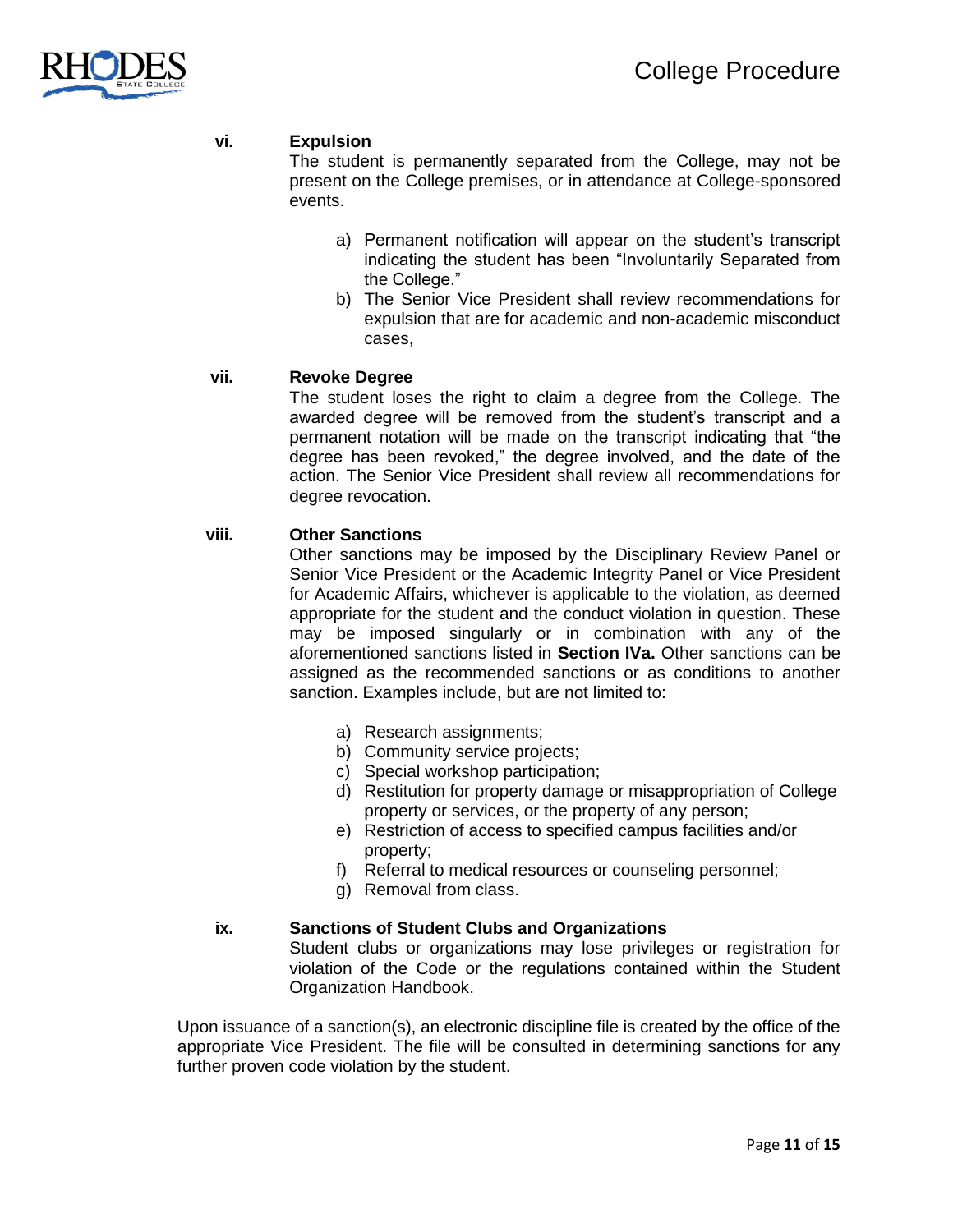**vi. Expulsion**

The student is permanently separated from the College, may not be present on the College premises, or in attendance at College-sponsored events.

a) Permanent notification will appear on the student's transcript indicating the student has been "Involuntarily Separated from the College."
b) The Senior Vice President shall review recommendations for expulsion that are for academic and non-academic misconduct cases,

**vii. Revoke Degree**

The student loses the right to claim a degree from the College. The awarded degree will be removed from the student's transcript and a permanent notation will be made on the transcript indicating that "the degree has been revoked," the degree involved, and the date of the action. The Senior Vice President shall review all recommendations for degree revocation.

**viii. Other Sanctions**

Other sanctions may be imposed by the Disciplinary Review Panel or Senior Vice President or the Academic Integrity Panel or Vice President for Academic Affairs, whichever is applicable to the violation, as deemed appropriate for the student and the conduct violation in question. These may be imposed singularly or in combination with any of the aforementioned sanctions listed in **Section IVa.** Other sanctions can be assigned as the recommended sanctions or as conditions to another sanction. Examples include, but are not limited to:

a) Research assignments;
b) Community service projects;
c) Special workshop participation;
d) Restitution for property damage or misappropriation of College property or services, or the property of any person;
e) Restriction of access to specified campus facilities and/or property;
f) Referral to medical resources or counseling personnel;
g) Removal from class.

**ix. Sanctions of Student Clubs and Organizations**

Student clubs or organizations may lose privileges or registration for violation of the Code or the regulations contained within the Student Organization Handbook.

Upon issuance of a sanction(s), an electronic discipline file is created by the office of the appropriate Vice President. The file will be consulted in determining sanctions for any further proven code violation by the student.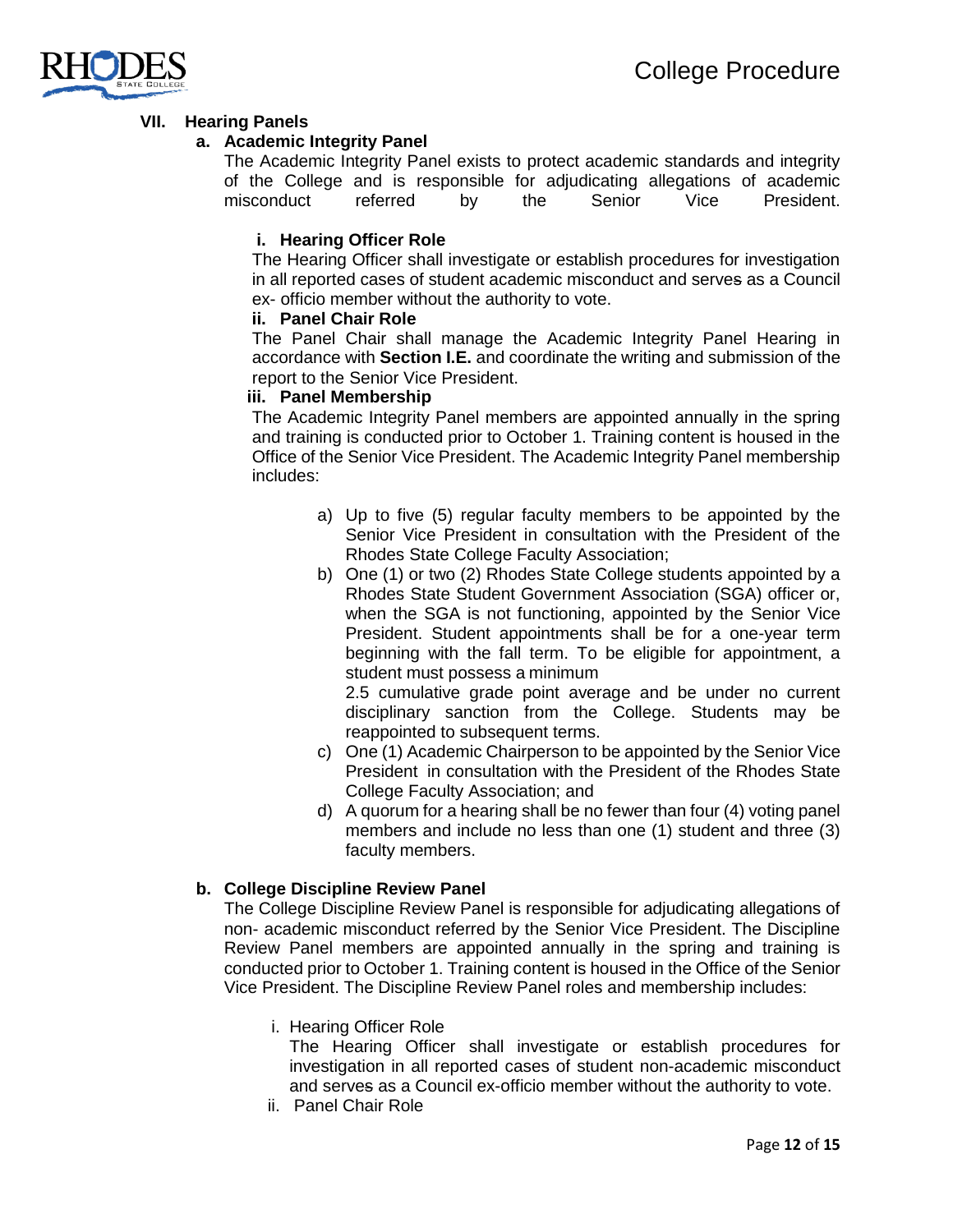## VII. Hearing Panels

### a. Academic Integrity Panel

The Academic Integrity Panel exists to protect academic standards and integrity of the College and is responsible for adjudicating allegations of academic misconduct referred by the Senior Vice President.

#### i. Hearing Officer Role

The Hearing Officer shall investigate or establish procedures for investigation in all reported cases of student academic misconduct and serves as a Council ex- officio member without the authority to vote.

#### ii. Panel Chair Role

The Panel Chair shall manage the Academic Integrity Panel Hearing in accordance with **Section I.E.** and coordinate the writing and submission of the report to the Senior Vice President.

#### iii. Panel Membership

The Academic Integrity Panel members are appointed annually in the spring and training is conducted prior to October 1. Training content is housed in the Office of the Senior Vice President. The Academic Integrity Panel membership includes:

a) Up to five (5) regular faculty members to be appointed by the Senior Vice President in consultation with the President of the Rhodes State College Faculty Association;

b) One (1) or two (2) Rhodes State College students appointed by a Rhodes State Student Government Association (SGA) officer or, when the SGA is not functioning, appointed by the Senior Vice President. Student appointments shall be for a one-year term beginning with the fall term. To be eligible for appointment, a student must possess a minimum 2.5 cumulative grade point average and be under no current disciplinary sanction from the College. Students may be reappointed to subsequent terms.

c) One (1) Academic Chairperson to be appointed by the Senior Vice President in consultation with the President of the Rhodes State College Faculty Association; and

d) A quorum for a hearing shall be no fewer than four (4) voting panel members and include no less than one (1) student and three (3) faculty members.

### b. College Discipline Review Panel

The College Discipline Review Panel is responsible for adjudicating allegations of non- academic misconduct referred by the Senior Vice President. The Discipline Review Panel members are appointed annually in the spring and training is conducted prior to October 1. Training content is housed in the Office of the Senior Vice President. The Discipline Review Panel roles and membership includes:

i. Hearing Officer Role

The Hearing Officer shall investigate or establish procedures for investigation in all reported cases of student non-academic misconduct and serves as a Council ex-officio member without the authority to vote.

ii. Panel Chair Role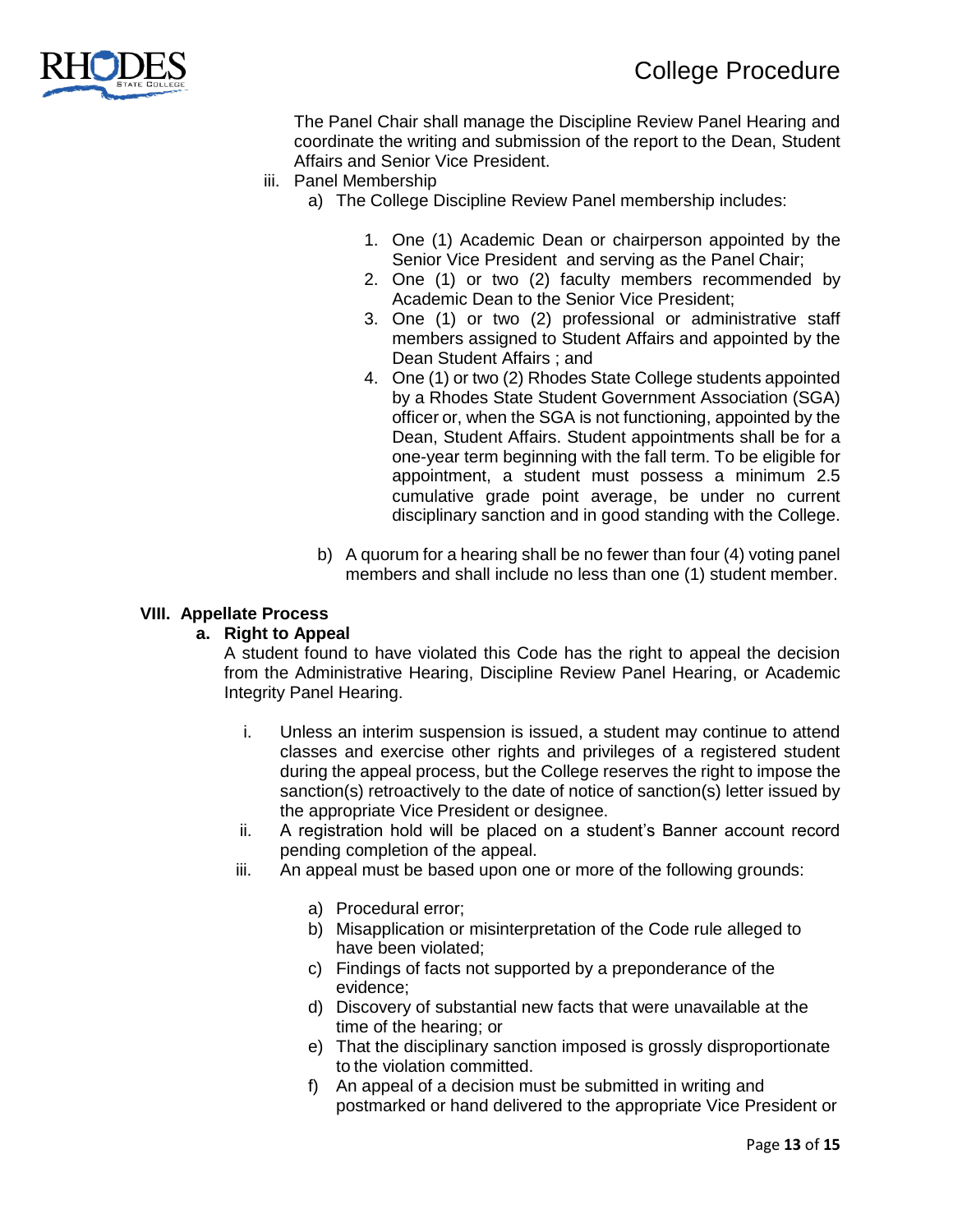The Panel Chair shall manage the Discipline Review Panel Hearing and coordinate the writing and submission of the report to the Dean, Student Affairs and Senior Vice President.

iii. Panel Membership

   a) The College Discipline Review Panel membership includes:

      1. One (1) Academic Dean or chairperson appointed by the Senior Vice President and serving as the Panel Chair;
      2. One (1) or two (2) faculty members recommended by Academic Dean to the Senior Vice President;
      3. One (1) or two (2) professional or administrative staff members assigned to Student Affairs and appointed by the Dean Student Affairs ; and
      4. One (1) or two (2) Rhodes State College students appointed by a Rhodes State Student Government Association (SGA) officer or, when the SGA is not functioning, appointed by the Dean, Student Affairs. Student appointments shall be for a one-year term beginning with the fall term. To be eligible for appointment, a student must possess a minimum 2.5 cumulative grade point average, be under no current disciplinary sanction and in good standing with the College.

   b) A quorum for a hearing shall be no fewer than four (4) voting panel members and shall include no less than one (1) student member.

## VIII. Appellate Process

### a. Right to Appeal

A student found to have violated this Code has the right to appeal the decision from the Administrative Hearing, Discipline Review Panel Hearing, or Academic Integrity Panel Hearing.

i. Unless an interim suspension is issued, a student may continue to attend classes and exercise other rights and privileges of a registered student during the appeal process, but the College reserves the right to impose the sanction(s) retroactively to the date of notice of sanction(s) letter issued by the appropriate Vice President or designee.

ii. A registration hold will be placed on a student's Banner account record pending completion of the appeal.

iii. An appeal must be based upon one or more of the following grounds:

   a) Procedural error;
   b) Misapplication or misinterpretation of the Code rule alleged to have been violated;
   c) Findings of facts not supported by a preponderance of the evidence;
   d) Discovery of substantial new facts that were unavailable at the time of the hearing; or
   e) That the disciplinary sanction imposed is grossly disproportionate to the violation committed.
   f) An appeal of a decision must be submitted in writing and postmarked or hand delivered to the appropriate Vice President or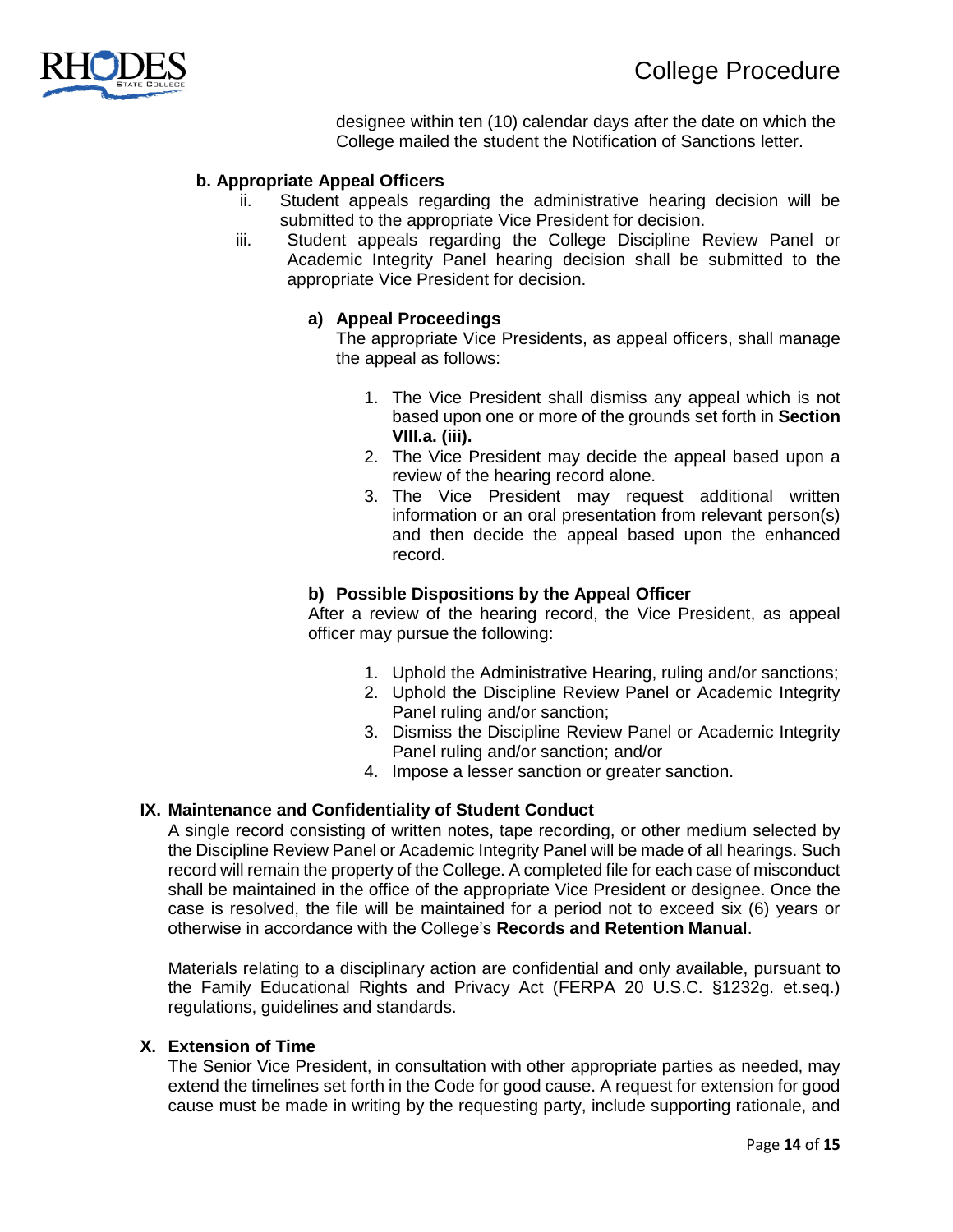designee within ten (10) calendar days after the date on which the College mailed the student the Notification of Sanctions letter.

**b. Appropriate Appeal Officers**

ii. Student appeals regarding the administrative hearing decision will be submitted to the appropriate Vice President for decision.

iii. Student appeals regarding the College Discipline Review Panel or Academic Integrity Panel hearing decision shall be submitted to the appropriate Vice President for decision.

**a) Appeal Proceedings**

The appropriate Vice Presidents, as appeal officers, shall manage the appeal as follows:

1. The Vice President shall dismiss any appeal which is not based upon one or more of the grounds set forth in **Section VIII.a. (iii).**
2. The Vice President may decide the appeal based upon a review of the hearing record alone.
3. The Vice President may request additional written information or an oral presentation from relevant person(s) and then decide the appeal based upon the enhanced record.

**b) Possible Dispositions by the Appeal Officer**

After a review of the hearing record, the Vice President, as appeal officer may pursue the following:

1. Uphold the Administrative Hearing, ruling and/or sanctions;
2. Uphold the Discipline Review Panel or Academic Integrity Panel ruling and/or sanction;
3. Dismiss the Discipline Review Panel or Academic Integrity Panel ruling and/or sanction; and/or
4. Impose a lesser sanction or greater sanction.

**IX. Maintenance and Confidentiality of Student Conduct**

A single record consisting of written notes, tape recording, or other medium selected by the Discipline Review Panel or Academic Integrity Panel will be made of all hearings. Such record will remain the property of the College. A completed file for each case of misconduct shall be maintained in the office of the appropriate Vice President or designee. Once the case is resolved, the file will be maintained for a period not to exceed six (6) years or otherwise in accordance with the College's **Records and Retention Manual**.

Materials relating to a disciplinary action are confidential and only available, pursuant to the Family Educational Rights and Privacy Act (FERPA 20 U.S.C. §1232g. et.seq.) regulations, guidelines and standards.

**X. Extension of Time**

The Senior Vice President, in consultation with other appropriate parties as needed, may extend the timelines set forth in the Code for good cause. A request for extension for good cause must be made in writing by the requesting party, include supporting rationale, and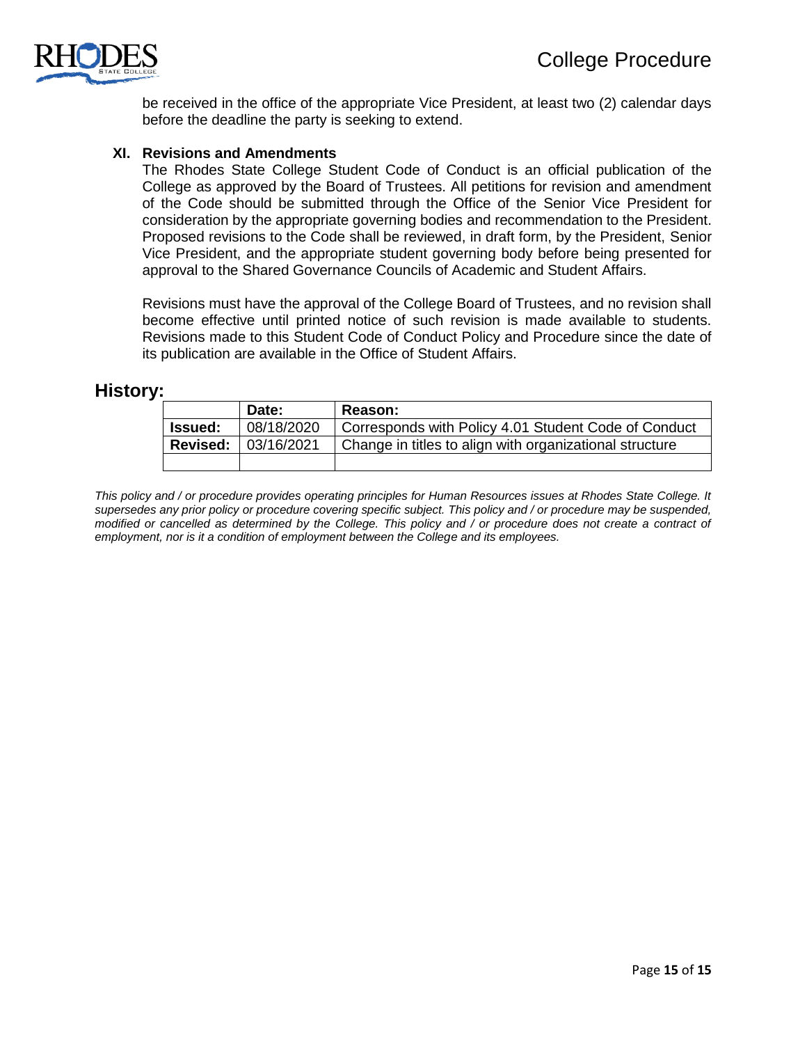be received in the office of the appropriate Vice President, at least two (2) calendar days before the deadline the party is seeking to extend.

### XI. Revisions and Amendments

The Rhodes State College Student Code of Conduct is an official publication of the College as approved by the Board of Trustees. All petitions for revision and amendment of the Code should be submitted through the Office of the Senior Vice President for consideration by the appropriate governing bodies and recommendation to the President. Proposed revisions to the Code shall be reviewed, in draft form, by the President, Senior Vice President, and the appropriate student governing body before being presented for approval to the Shared Governance Councils of Academic and Student Affairs.

Revisions must have the approval of the College Board of Trustees, and no revision shall become effective until printed notice of such revision is made available to students. Revisions made to this Student Code of Conduct Policy and Procedure since the date of its publication are available in the Office of Student Affairs.

## History:

| | Date: | Reason: |
|---|---|---|
| **Issued:** | 08/18/2020 | Corresponds with Policy 4.01 Student Code of Conduct |
| **Revised:** | 03/16/2021 | Change in titles to align with organizational structure |
| | | |

*This policy and / or procedure provides operating principles for Human Resources issues at Rhodes State College. It supersedes any prior policy or procedure covering specific subject. This policy and / or procedure may be suspended, modified or cancelled as determined by the College. This policy and / or procedure does not create a contract of employment, nor is it a condition of employment between the College and its employees.*